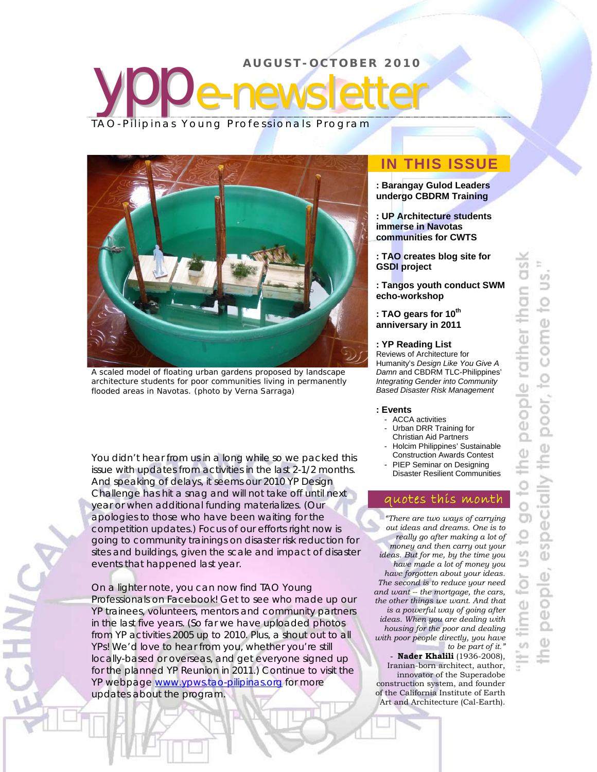# AUGUST-OCTOBER 2010

# ypp e-newsletter

TAO-Pilipinas Young Professionals Program

A scaled model of floating urban gardens proposed by landscape architecture students for poor communities living in permanently flooded areas in Navotas. (photo by Verna Sarraga)

You didn't hear from us in a long while so we packed this issue with updates from activities in the last 2-1/2 months. And speaking of delays, it seems our 2010 YP Design Challenge has hit a snag and will not take off until next year or when additional funding materializes. (Our apologies to those who have been waiting for the competition updates.) Focus of our efforts right now is going to community trainings on disaster risk reduction for sites and buildings, given the scale and impact of disaster events that happened last year.

On a lighter note, you can now find TAO Young Professionals on Facebook! Get to see who made up our YP trainees, volunteers, mentors and community partners in the last five years. (So far we have uploaded photos from YP activities 2005 up to 2010. Plus, a shout out to all YPs! We'd love to hear from you, whether you're still locally-based or overseas, and get everyone signed up for the planned YP Reunion in 2011.) Continue to visit the YP webpage [www.ypws.tao-pilipinas.org](www.ypws.tao-pilipinas.org) for more updates about the program.

## IN THIS ISSUE

**: Barangay Gulod Leaders undergo CBDRM Training**

**: UP Architecture students immerse in Navotas communities for CWTS**

**: TAO creates blog site for GSDI project**

**: Tangos youth conduct SWM echo-workshop**

**: TAO gears for 10th anniversary in 2011**

**: YP Reading List**
Reviews of Architecture for Humanity's *Design Like You Give A Damn* and CBDRM TLC-Philippines' *Integrating Gender into Community Based Disaster Risk Management*

**: Events**
- ACCA activities
- Urban DRR Training for Christian Aid Partners
- Holcim Philippines' Sustainable Construction Awards Contest
- PIEP Seminar on Designing Disaster Resilient Communities

## quotes this month

*"There are two ways of carrying out ideas and dreams. One is to really go after making a lot of money and then carry out your ideas. But for me, by the time you have made a lot of money you have forgotten about your ideas. The second is to reduce your need and want -- the mortgage, the cars, the other things we want. And that is a powerful way of going after ideas. When you are dealing with housing for the poor and dealing with poor people directly, you have to be part of it."*

- **Nader Khalili** (1936-2008), Iranian-born architect, author, innovator of the Superadobe construction system, and founder of the California Institute of Earth Art and Architecture (Cal-Earth).

"It's time for us to go to the people rather than ask the people, especially the poor, to come to us."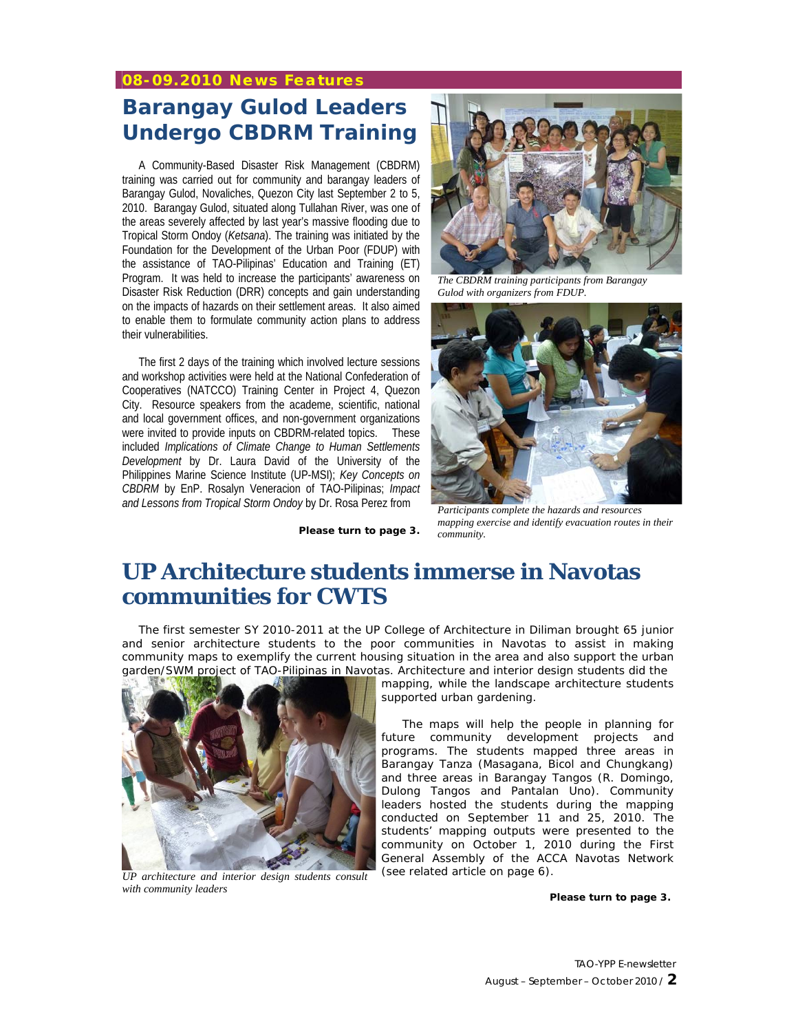**08-09.2010 News Features**

# Barangay Gulod Leaders Undergo CBDRM Training

A Community-Based Disaster Risk Management (CBDRM) training was carried out for community and barangay leaders of Barangay Gulod, Novaliches, Quezon City last September 2 to 5, 2010. Barangay Gulod, situated along Tullahan River, was one of the areas severely affected by last year's massive flooding due to Tropical Storm Ondoy (*Ketsana*). The training was initiated by the Foundation for the Development of the Urban Poor (FDUP) with the assistance of TAO-Pilipinas' Education and Training (ET) Program. It was held to increase the participants' awareness on Disaster Risk Reduction (DRR) concepts and gain understanding on the impacts of hazards on their settlement areas. It also aimed to enable them to formulate community action plans to address their vulnerabilities.

The first 2 days of the training which involved lecture sessions and workshop activities were held at the National Confederation of Cooperatives (NATCCO) Training Center in Project 4, Quezon City. Resource speakers from the academe, scientific, national and local government offices, and non-government organizations were invited to provide inputs on CBDRM-related topics. These included *Implications of Climate Change to Human Settlements Development* by Dr. Laura David of the University of the Philippines Marine Science Institute (UP-MSI); *Key Concepts on CBDRM* by EnP. Rosalyn Veneracion of TAO-Pilipinas; *Impact and Lessons from Tropical Storm Ondoy* by Dr. Rosa Perez from

**Please turn to page 3.**

*The CBDRM training participants from Barangay Gulod with organizers from FDUP.*

*Participants complete the hazards and resources mapping exercise and identify evacuation routes in their community.*

# UP Architecture students immerse in Navotas communities for CWTS

The first semester SY 2010-2011 at the UP College of Architecture in Diliman brought 65 junior and senior architecture students to the poor communities in Navotas to assist in making community maps to exemplify the current housing situation in the area and also support the urban garden/SWM project of TAO-Pilipinas in Navotas. Architecture and interior design students did the mapping, while the landscape architecture students supported urban gardening.

The maps will help the people in planning for future community development projects and programs. The students mapped three areas in Barangay Tanza (Masagana, Bicol and Chungkang) and three areas in Barangay Tangos (R. Domingo, Dulong Tangos and Pantalan Uno). Community leaders hosted the students during the mapping conducted on September 11 and 25, 2010. The students' mapping outputs were presented to the community on October 1, 2010 during the First General Assembly of the ACCA Navotas Network (see related article on page 6).

*UP architecture and interior design students consult with community leaders*

**Please turn to page 3.**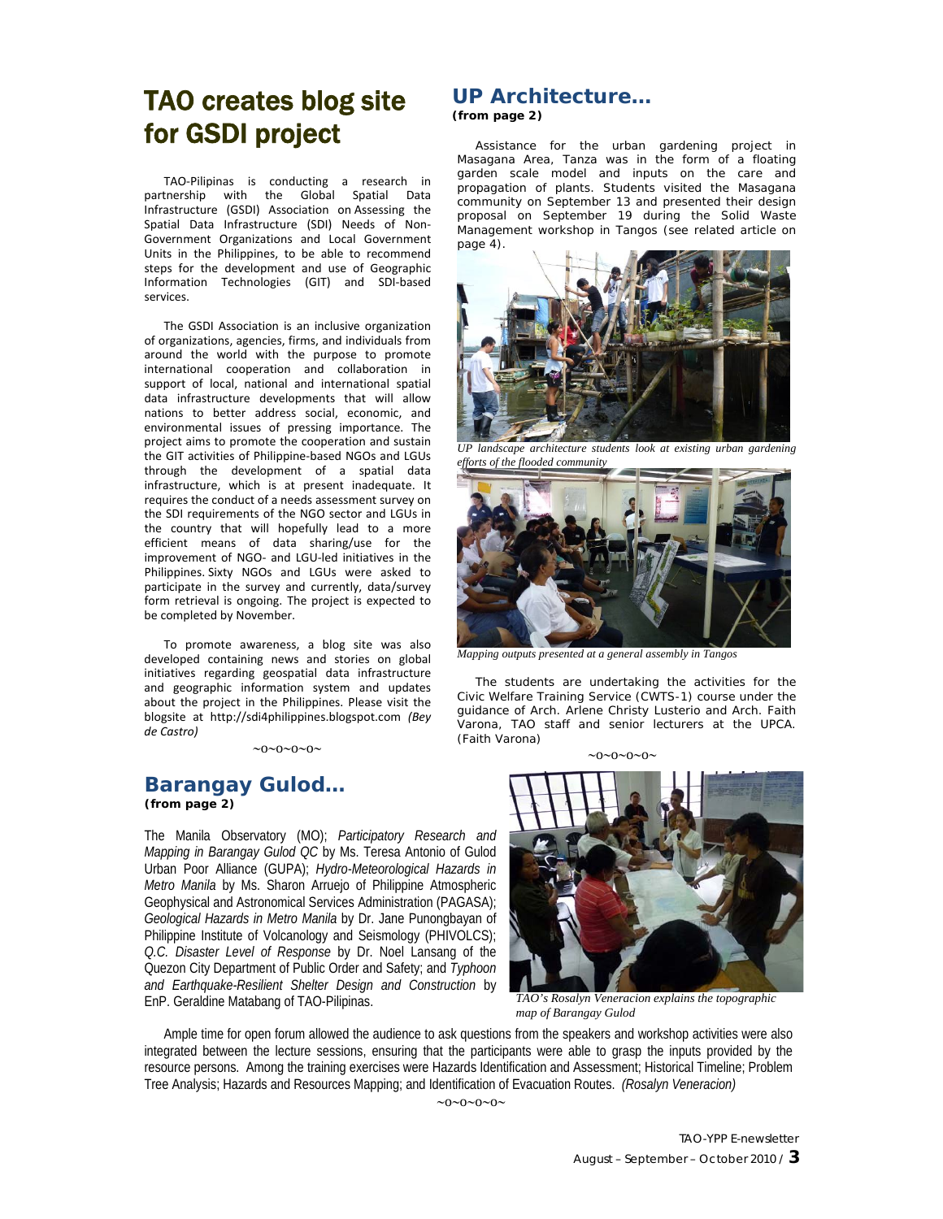# TAO creates blog site for GSDI project

TAO-Pilipinas is conducting a research in partnership with the Global Spatial Data Infrastructure (GSDI) Association on Assessing the Spatial Data Infrastructure (SDI) Needs of Non-Government Organizations and Local Government Units in the Philippines, to be able to recommend steps for the development and use of Geographic Information Technologies (GIT) and SDI-based services.

The GSDI Association is an inclusive organization of organizations, agencies, firms, and individuals from around the world with the purpose to promote international cooperation and collaboration in support of local, national and international spatial data infrastructure developments that will allow nations to better address social, economic, and environmental issues of pressing importance. The project aims to promote the cooperation and sustain the GIT activities of Philippine-based NGOs and LGUs through the development of a spatial data infrastructure, which is at present inadequate. It requires the conduct of a needs assessment survey on the SDI requirements of the NGO sector and LGUs in the country that will hopefully lead to a more efficient means of data sharing/use for the improvement of NGO- and LGU-led initiatives in the Philippines. Sixty NGOs and LGUs were asked to participate in the survey and currently, data/survey form retrieval is ongoing. The project is expected to be completed by November.

To promote awareness, a blog site was also developed containing news and stories on global initiatives regarding geospatial data infrastructure and geographic information system and updates about the project in the Philippines. Please visit the blogsite at http://sdi4philippines.blogspot.com *(Bey de Castro)*

~0~0~0~0~

## UP Architecture...

**(from page 2)**

Assistance for the urban gardening project in Masagana Area, Tanza was in the form of a floating garden scale model and inputs on the care and propagation of plants. Students visited the Masagana community on September 13 and presented their design proposal on September 19 during the Solid Waste Management workshop in Tangos (see related article on page 4).

*UP landscape architecture students look at existing urban gardening efforts of the flooded community*

*Mapping outputs presented at a general assembly in Tangos*

The students are undertaking the activities for the Civic Welfare Training Service (CWTS-1) course under the guidance of Arch. Arlene Christy Lusterio and Arch. Faith Varona, TAO staff and senior lecturers at the UPCA. (Faith Varona)

~0~0~0~0~

## Barangay Gulod...

**(from page 2)**

The Manila Observatory (MO); *Participatory Research and Mapping in Barangay Gulod QC* by Ms. Teresa Antonio of Gulod Urban Poor Alliance (GUPA); *Hydro-Meteorological Hazards in Metro Manila* by Ms. Sharon Arruejo of Philippine Atmospheric Geophysical and Astronomical Services Administration (PAGASA); *Geological Hazards in Metro Manila* by Dr. Jane Punongbayan of Philippine Institute of Volcanology and Seismology (PHIVOLCS); *Q.C. Disaster Level of Response* by Dr. Noel Lansang of the Quezon City Department of Public Order and Safety; and *Typhoon and Earthquake-Resilient Shelter Design and Construction* by EnP. Geraldine Matabang of TAO-Pilipinas.

*TAO's Rosalyn Veneracion explains the topographic map of Barangay Gulod*

Ample time for open forum allowed the audience to ask questions from the speakers and workshop activities were also integrated between the lecture sessions, ensuring that the participants were able to grasp the inputs provided by the resource persons. Among the training exercises were Hazards Identification and Assessment; Historical Timeline; Problem Tree Analysis; Hazards and Resources Mapping; and Identification of Evacuation Routes. *(Rosalyn Veneracion)*

~0~0~0~0~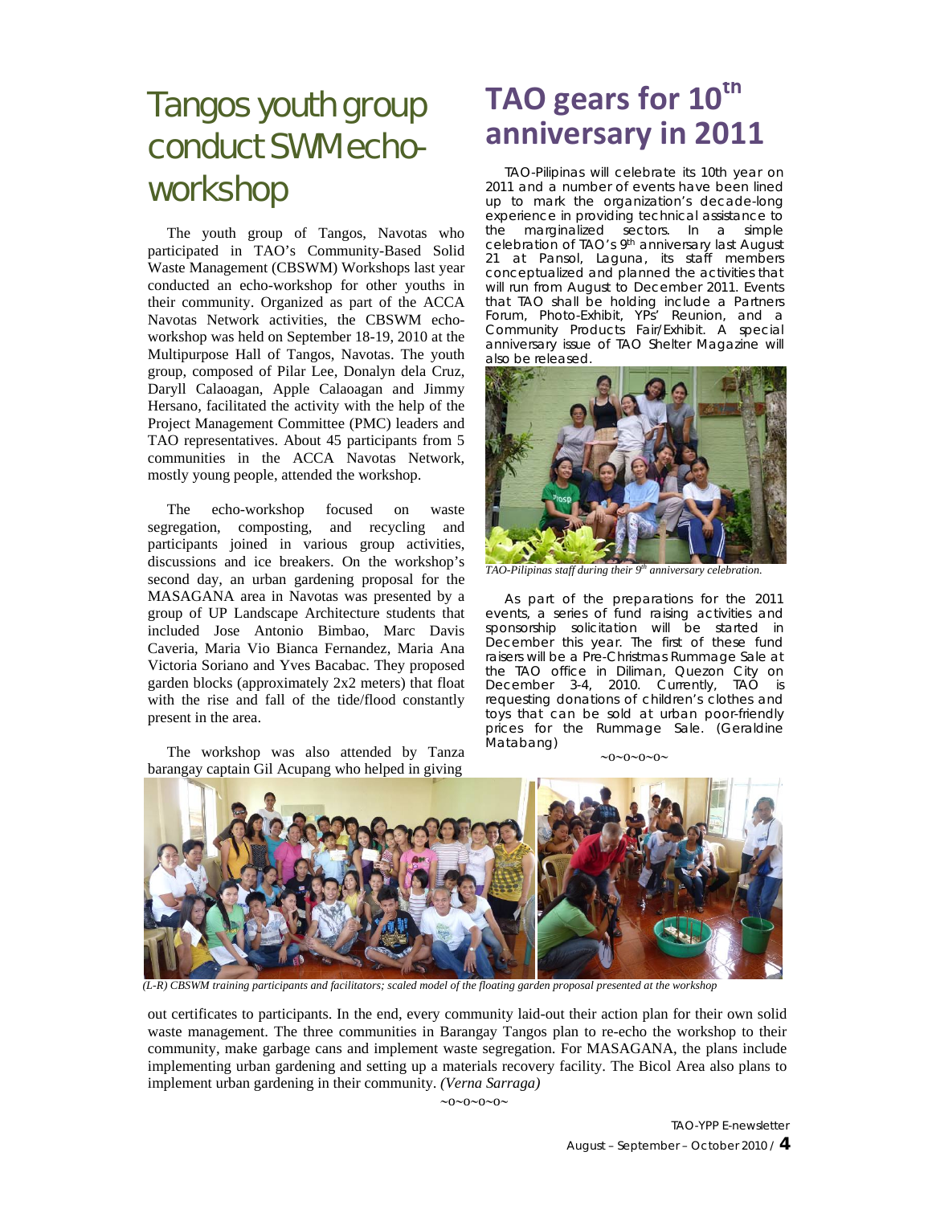# Tangos youth group conduct SWM echo-workshop

The youth group of Tangos, Navotas who participated in TAO's Community-Based Solid Waste Management (CBSWM) Workshops last year conducted an echo-workshop for other youths in their community. Organized as part of the ACCA Navotas Network activities, the CBSWM echo-workshop was held on September 18-19, 2010 at the Multipurpose Hall of Tangos, Navotas. The youth group, composed of Pilar Lee, Donalyn dela Cruz, Daryll Calaoagan, Apple Calaoagan and Jimmy Hersano, facilitated the activity with the help of the Project Management Committee (PMC) leaders and TAO representatives. About 45 participants from 5 communities in the ACCA Navotas Network, mostly young people, attended the workshop.

The echo-workshop focused on waste segregation, composting, and recycling and participants joined in various group activities, discussions and ice breakers. On the workshop's second day, an urban gardening proposal for the MASAGANA area in Navotas was presented by a group of UP Landscape Architecture students that included Jose Antonio Bimbao, Marc Davis Caveria, Maria Vio Bianca Fernandez, Maria Ana Victoria Soriano and Yves Bacabac. They proposed garden blocks (approximately 2x2 meters) that float with the rise and fall of the tide/flood constantly present in the area.

The workshop was also attended by Tanza barangay captain Gil Acupang who helped in giving out certificates to participants. In the end, every community laid-out their action plan for their own solid waste management. The three communities in Barangay Tangos plan to re-echo the workshop to their community, make garbage cans and implement waste segregation. For MASAGANA, the plans include implementing urban gardening and setting up a materials recovery facility. The Bicol Area also plans to implement urban gardening in their community. *(Verna Sarraga)*

~o~o~o~o~

*(L-R) CBSWM training participants and facilitators; scaled model of the floating garden proposal presented at the workshop*

# TAO gears for 10th anniversary in 2011

TAO-Pilipinas will celebrate its 10th year on 2011 and a number of events have been lined up to mark the organization's decade-long experience in providing technical assistance to the marginalized sectors. In a simple celebration of TAO's 9th anniversary last August 21 at Pansol, Laguna, its staff members conceptualized and planned the activities that will run from August to December 2011. Events that TAO shall be holding include a Partners Forum, Photo-Exhibit, YPs' Reunion, and a Community Products Fair/Exhibit. A special anniversary issue of TAO Shelter Magazine will also be released.

*TAO-Pilipinas staff during their 9th anniversary celebration.*

As part of the preparations for the 2011 events, a series of fund raising activities and sponsorship solicitation will be started in December this year. The first of these fund raisers will be a Pre-Christmas Rummage Sale at the TAO office in Diliman, Quezon City on December 3-4, 2010. Currently, TAO is requesting donations of children's clothes and toys that can be sold at urban poor-friendly prices for the Rummage Sale. (Geraldine Matabang)

~o~o~o~o~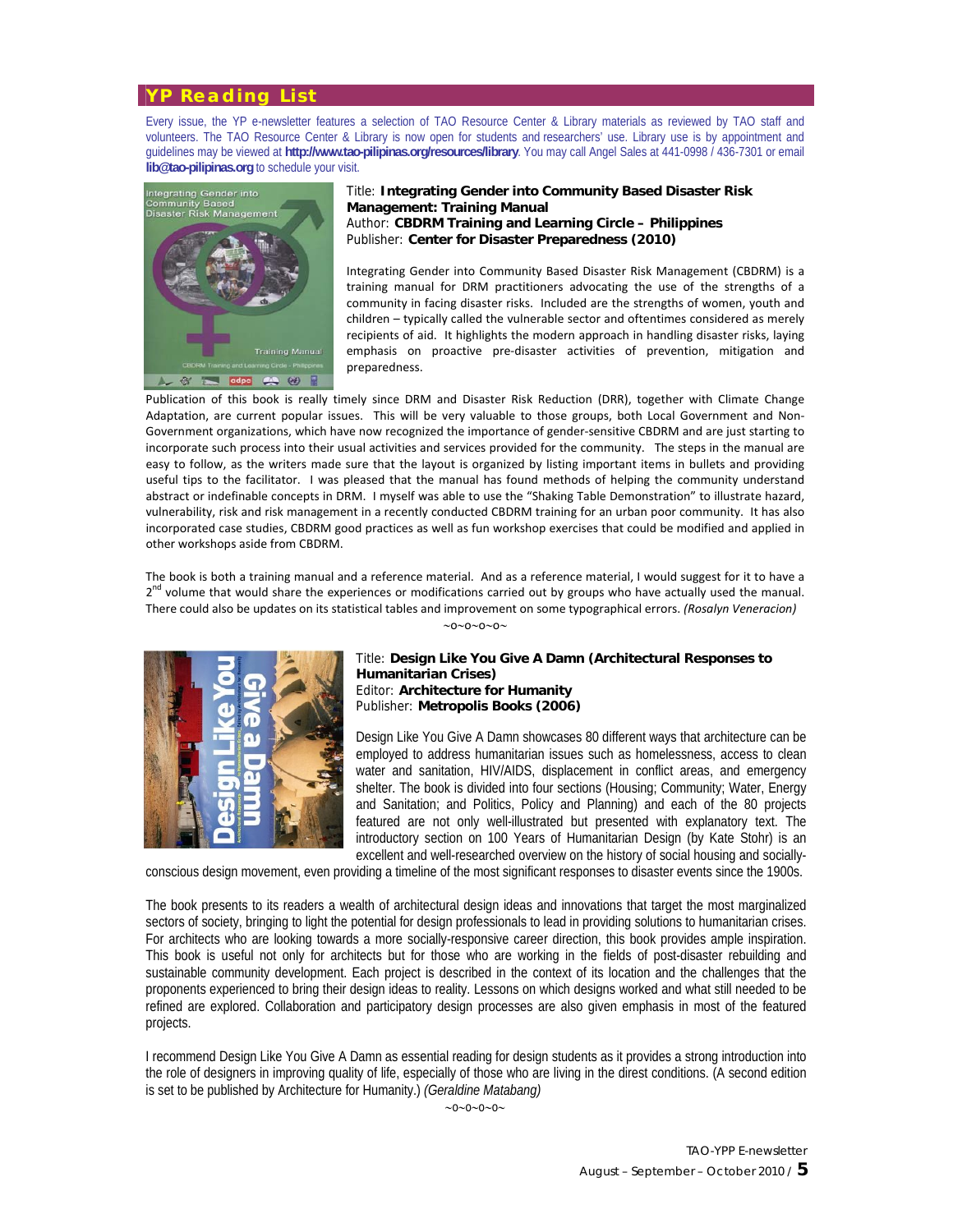## YP Reading List

Every issue, the YP e-newsletter features a selection of TAO Resource Center & Library materials as reviewed by TAO staff and volunteers. The TAO Resource Center & Library is now open for students and researchers' use. Library use is by appointment and guidelines may be viewed at **http://www.tao-pilipinas.org/resources/library**. You may call Angel Sales at 441-0998 / 436-7301 or email **lib@tao-pilipinas.org** to schedule your visit.

Title: **Integrating Gender into Community Based Disaster Risk Management: Training Manual**
Author: **CBDRM Training and Learning Circle – Philippines**
Publisher: **Center for Disaster Preparedness (2010)**

Integrating Gender into Community Based Disaster Risk Management (CBDRM) is a training manual for DRM practitioners advocating the use of the strengths of a community in facing disaster risks. Included are the strengths of women, youth and children – typically called the vulnerable sector and oftentimes considered as merely recipients of aid. It highlights the modern approach in handling disaster risks, laying emphasis on proactive pre-disaster activities of prevention, mitigation and preparedness.

Publication of this book is really timely since DRM and Disaster Risk Reduction (DRR), together with Climate Change Adaptation, are current popular issues. This will be very valuable to those groups, both Local Government and Non-Government organizations, which have now recognized the importance of gender-sensitive CBDRM and are just starting to incorporate such process into their usual activities and services provided for the community. The steps in the manual are easy to follow, as the writers made sure that the layout is organized by listing important items in bullets and providing useful tips to the facilitator. I was pleased that the manual has found methods of helping the community understand abstract or indefinable concepts in DRM. I myself was able to use the "Shaking Table Demonstration" to illustrate hazard, vulnerability, risk and risk management in a recently conducted CBDRM training for an urban poor community. It has also incorporated case studies, CBDRM good practices as well as fun workshop exercises that could be modified and applied in other workshops aside from CBDRM.

The book is both a training manual and a reference material. And as a reference material, I would suggest for it to have a 2nd volume that would share the experiences or modifications carried out by groups who have actually used the manual. There could also be updates on its statistical tables and improvement on some typographical errors. *(Rosalyn Veneracion)*

~o~o~o~o~

Title: **Design Like You Give A Damn (Architectural Responses to Humanitarian Crises)**
Editor: **Architecture for Humanity**
Publisher: **Metropolis Books (2006)**

Design Like You Give A Damn showcases 80 different ways that architecture can be employed to address humanitarian issues such as homelessness, access to clean water and sanitation, HIV/AIDS, displacement in conflict areas, and emergency shelter. The book is divided into four sections (Housing; Community; Water, Energy and Sanitation; and Politics, Policy and Planning) and each of the 80 projects featured are not only well-illustrated but presented with explanatory text. The introductory section on 100 Years of Humanitarian Design (by Kate Stohr) is an excellent and well-researched overview on the history of social housing and socially-conscious design movement, even providing a timeline of the most significant responses to disaster events since the 1900s.

The book presents to its readers a wealth of architectural design ideas and innovations that target the most marginalized sectors of society, bringing to light the potential for design professionals to lead in providing solutions to humanitarian crises. For architects who are looking towards a more socially-responsive career direction, this book provides ample inspiration. This book is useful not only for architects but for those who are working in the fields of post-disaster rebuilding and sustainable community development. Each project is described in the context of its location and the challenges that the proponents experienced to bring their design ideas to reality. Lessons on which designs worked and what still needed to be refined are explored. Collaboration and participatory design processes are also given emphasis in most of the featured projects.

I recommend Design Like You Give A Damn as essential reading for design students as it provides a strong introduction into the role of designers in improving quality of life, especially of those who are living in the direst conditions. (A second edition is set to be published by Architecture for Humanity.) *(Geraldine Matabang)*

~o~o~o~o~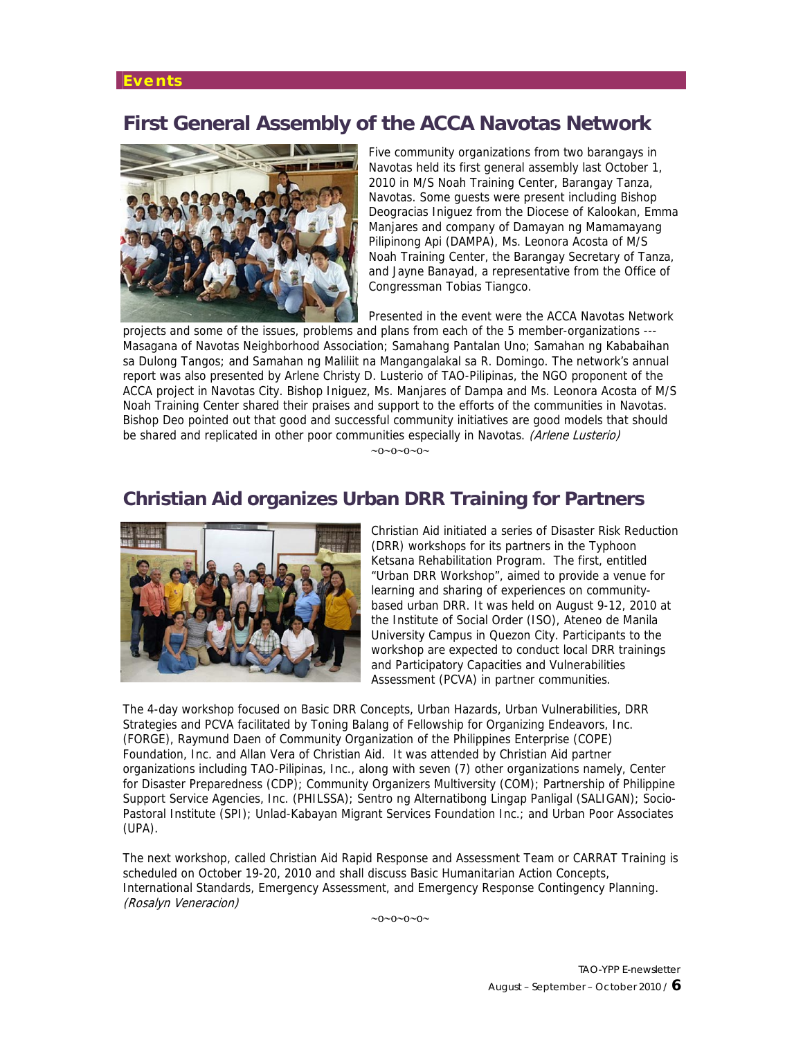**Events**

## First General Assembly of the ACCA Navotas Network

Five community organizations from two barangays in Navotas held its first general assembly last October 1, 2010 in M/S Noah Training Center, Barangay Tanza, Navotas. Some guests were present including Bishop Deogracias Iniguez from the Diocese of Kalookan, Emma Manjares and company of Damayan ng Mamamayang Pilipinong Api (DAMPA), Ms. Leonora Acosta of M/S Noah Training Center, the Barangay Secretary of Tanza, and Jayne Banayad, a representative from the Office of Congressman Tobias Tiangco.

Presented in the event were the ACCA Navotas Network projects and some of the issues, problems and plans from each of the 5 member-organizations --- Masagana of Navotas Neighborhood Association; Samahang Pantalan Uno; Samahan ng Kababaihan sa Dulong Tangos; and Samahan ng Maliliit na Mangangalakal sa R. Domingo. The network's annual report was also presented by Arlene Christy D. Lusterio of TAO-Pilipinas, the NGO proponent of the ACCA project in Navotas City. Bishop Iniguez, Ms. Manjares of Dampa and Ms. Leonora Acosta of M/S Noah Training Center shared their praises and support to the efforts of the communities in Navotas. Bishop Deo pointed out that good and successful community initiatives are good models that should be shared and replicated in other poor communities especially in Navotas. *(Arlene Lusterio)*

~0~0~0~0~

## Christian Aid organizes Urban DRR Training for Partners

Christian Aid initiated a series of Disaster Risk Reduction (DRR) workshops for its partners in the Typhoon Ketsana Rehabilitation Program. The first, entitled "Urban DRR Workshop", aimed to provide a venue for learning and sharing of experiences on community-based urban DRR. It was held on August 9-12, 2010 at the Institute of Social Order (ISO), Ateneo de Manila University Campus in Quezon City. Participants to the workshop are expected to conduct local DRR trainings and Participatory Capacities and Vulnerabilities Assessment (PCVA) in partner communities.

The 4-day workshop focused on Basic DRR Concepts, Urban Hazards, Urban Vulnerabilities, DRR Strategies and PCVA facilitated by Toning Balang of Fellowship for Organizing Endeavors, Inc. (FORGE), Raymund Daen of Community Organization of the Philippines Enterprise (COPE) Foundation, Inc. and Allan Vera of Christian Aid. It was attended by Christian Aid partner organizations including TAO-Pilipinas, Inc., along with seven (7) other organizations namely, Center for Disaster Preparedness (CDP); Community Organizers Multiversity (COM); Partnership of Philippine Support Service Agencies, Inc. (PHILSSA); Sentro ng Alternatibong Lingap Panligal (SALIGAN); Socio-Pastoral Institute (SPI); Unlad-Kabayan Migrant Services Foundation Inc.; and Urban Poor Associates (UPA).

The next workshop, called Christian Aid Rapid Response and Assessment Team or CARRAT Training is scheduled on October 19-20, 2010 and shall discuss Basic Humanitarian Action Concepts, International Standards, Emergency Assessment, and Emergency Response Contingency Planning. *(Rosalyn Veneracion)*

~0~0~0~0~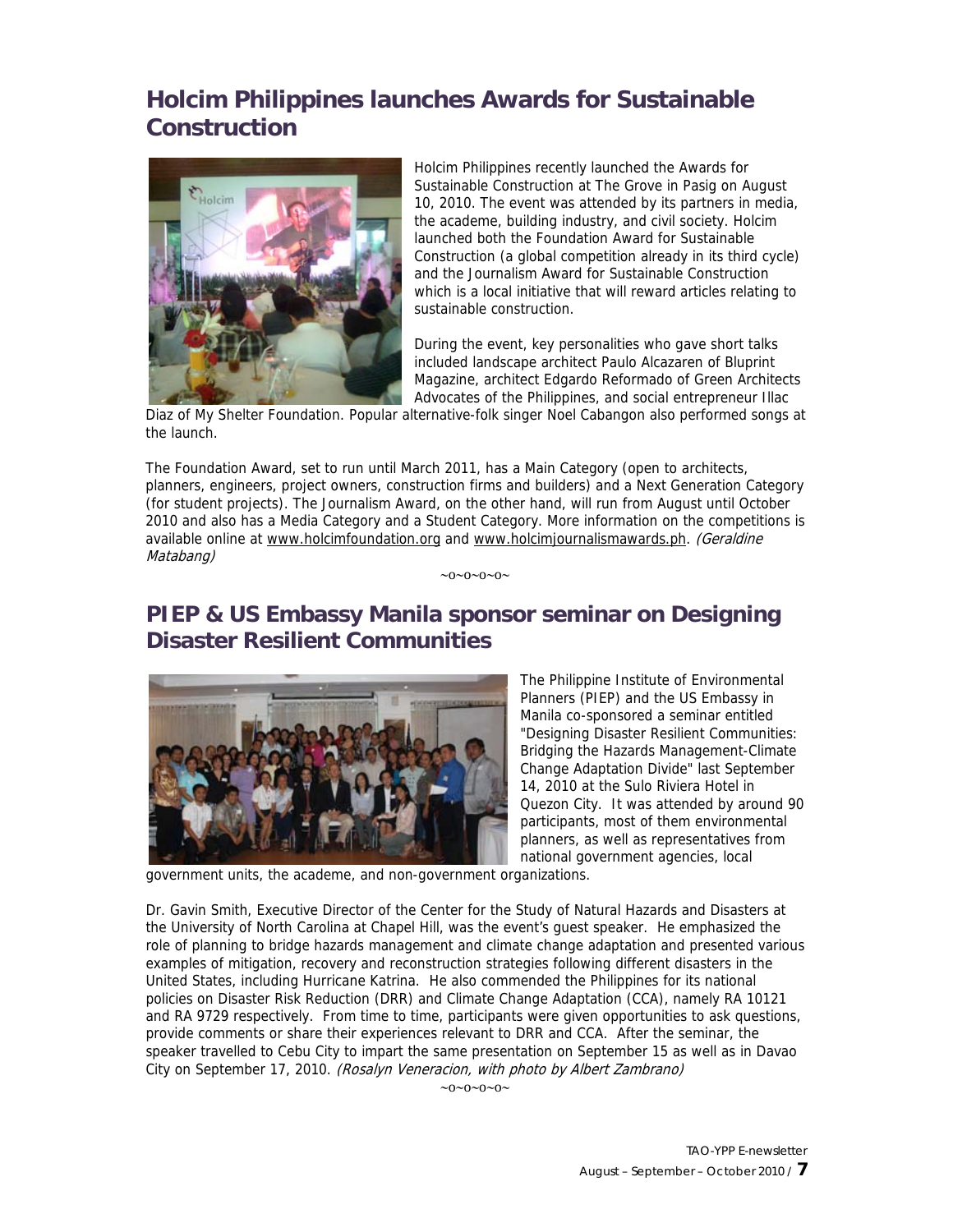## Holcim Philippines launches Awards for Sustainable Construction

Holcim Philippines recently launched the Awards for Sustainable Construction at The Grove in Pasig on August 10, 2010. The event was attended by its partners in media, the academe, building industry, and civil society. Holcim launched both the Foundation Award for Sustainable Construction (a global competition already in its third cycle) and the Journalism Award for Sustainable Construction which is a local initiative that will reward articles relating to sustainable construction.

During the event, key personalities who gave short talks included landscape architect Paulo Alcazaren of Bluprint Magazine, architect Edgardo Reformado of Green Architects Advocates of the Philippines, and social entrepreneur Illac Diaz of My Shelter Foundation. Popular alternative-folk singer Noel Cabangon also performed songs at the launch.

The Foundation Award, set to run until March 2011, has a Main Category (open to architects, planners, engineers, project owners, construction firms and builders) and a Next Generation Category (for student projects). The Journalism Award, on the other hand, will run from August until October 2010 and also has a Media Category and a Student Category. More information on the competitions is available online at www.holcimfoundation.org and www.holcimjournalismawards.ph. *(Geraldine Matabang)*

~o~o~o~o~

## PIEP & US Embassy Manila sponsor seminar on Designing Disaster Resilient Communities

The Philippine Institute of Environmental Planners (PIEP) and the US Embassy in Manila co-sponsored a seminar entitled "Designing Disaster Resilient Communities: Bridging the Hazards Management-Climate Change Adaptation Divide" last September 14, 2010 at the Sulo Riviera Hotel in Quezon City. It was attended by around 90 participants, most of them environmental planners, as well as representatives from national government agencies, local government units, the academe, and non-government organizations.

Dr. Gavin Smith, Executive Director of the Center for the Study of Natural Hazards and Disasters at the University of North Carolina at Chapel Hill, was the event's guest speaker. He emphasized the role of planning to bridge hazards management and climate change adaptation and presented various examples of mitigation, recovery and reconstruction strategies following different disasters in the United States, including Hurricane Katrina. He also commended the Philippines for its national policies on Disaster Risk Reduction (DRR) and Climate Change Adaptation (CCA), namely RA 10121 and RA 9729 respectively. From time to time, participants were given opportunities to ask questions, provide comments or share their experiences relevant to DRR and CCA. After the seminar, the speaker travelled to Cebu City to impart the same presentation on September 15 as well as in Davao City on September 17, 2010. *(Rosalyn Veneracion, with photo by Albert Zambrano)*

~o~o~o~o~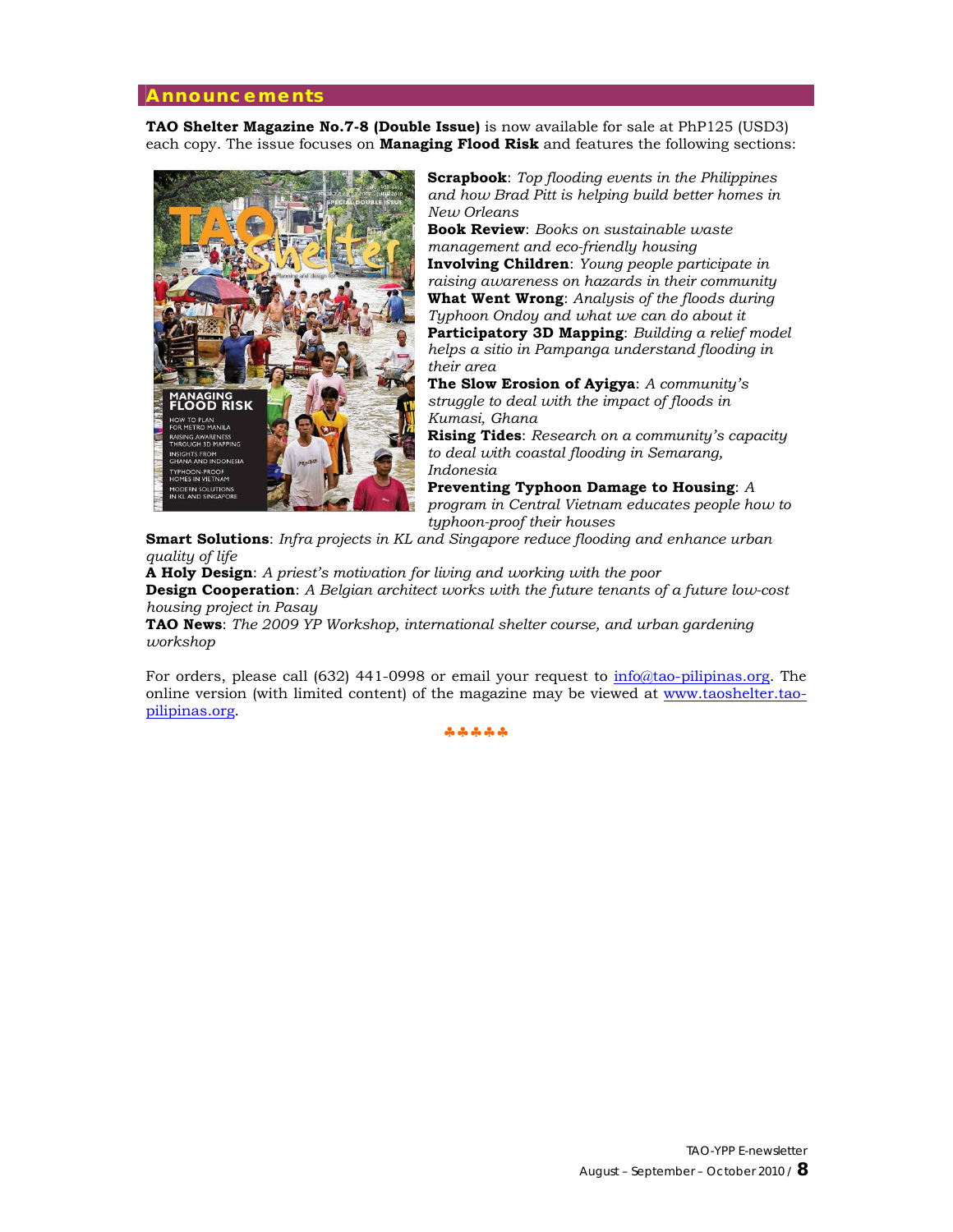## Announcements

**TAO Shelter Magazine No.7-8 (Double Issue)** is now available for sale at PhP125 (USD3) each copy. The issue focuses on **Managing Flood Risk** and features the following sections:

**Scrapbook**: *Top flooding events in the Philippines and how Brad Pitt is helping build better homes in New Orleans*
**Book Review**: *Books on sustainable waste management and eco-friendly housing*
**Involving Children**: *Young people participate in raising awareness on hazards in their community*
**What Went Wrong**: *Analysis of the floods during Typhoon Ondoy and what we can do about it*
**Participatory 3D Mapping**: *Building a relief model helps a sitio in Pampanga understand flooding in their area*
**The Slow Erosion of Ayigya**: *A community's struggle to deal with the impact of floods in Kumasi, Ghana*
**Rising Tides**: *Research on a community's capacity to deal with coastal flooding in Semarang, Indonesia*
**Preventing Typhoon Damage to Housing**: *A program in Central Vietnam educates people how to typhoon-proof their houses*
**Smart Solutions**: *Infra projects in KL and Singapore reduce flooding and enhance urban quality of life*
**A Holy Design**: *A priest's motivation for living and working with the poor*
**Design Cooperation**: *A Belgian architect works with the future tenants of a future low-cost housing project in Pasay*
**TAO News**: *The 2009 YP Workshop, international shelter course, and urban gardening workshop*

For orders, please call (632) 441-0998 or email your request to info@tao-pilipinas.org. The online version (with limited content) of the magazine may be viewed at www.taoshelter.tao-pilipinas.org.

♣♣♣♣♣